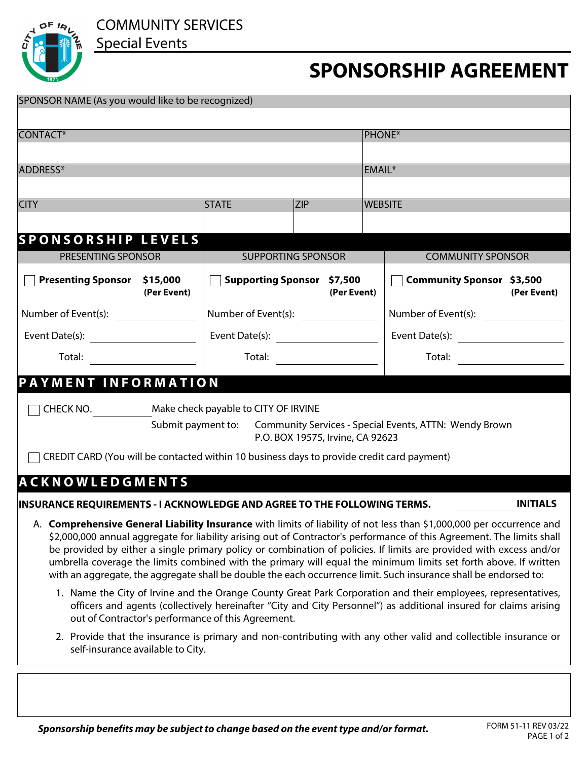COMMUNITY SERVICES
Special Events

# SPONSORSHIP AGREEMENT

| SPONSOR NAME (As you would like to be recognized) | | | |
|---|---|---|---|
| | | | |
| CONTACT* | | | PHONE* |
| | | | |
| ADDRESS* | | | EMAIL* |
| | | | |
| CITY | STATE | ZIP | WEBSITE |
| | | | |

## SPONSORSHIP LEVELS

| PRESENTING SPONSOR | SUPPORTING SPONSOR | COMMUNITY SPONSOR |
|---|---|---|
| ☐ **Presenting Sponsor $15,000 (Per Event)** | ☐ **Supporting Sponsor $7,500 (Per Event)** | ☐ **Community Sponsor $3,500 (Per Event)** |
| Number of Event(s): ______ | Number of Event(s): ______ | Number of Event(s): ______ |
| Event Date(s): ______ | Event Date(s): ______ | Event Date(s): ______ |
| Total: ______ | Total: ______ | Total: ______ |

## PAYMENT INFORMATION

☐ CHECK NO. ________ Make check payable to CITY OF IRVINE

Submit payment to: Community Services - Special Events, ATTN: Wendy Brown
P.O. BOX 19575, Irvine, CA 92623

☐ CREDIT CARD (You will be contacted within 10 business days to provide credit card payment)

## ACKNOWLEDGMENTS

**INSURANCE REQUIREMENTS - I ACKNOWLEDGE AND AGREE TO THE FOLLOWING TERMS.** ________ **INITIALS**

A. **Comprehensive General Liability Insurance** with limits of liability of not less than $1,000,000 per occurrence and $2,000,000 annual aggregate for liability arising out of Contractor's performance of this Agreement. The limits shall be provided by either a single primary policy or combination of policies. If limits are provided with excess and/or umbrella coverage the limits combined with the primary will equal the minimum limits set forth above. If written with an aggregate, the aggregate shall be double the each occurrence limit. Such insurance shall be endorsed to:

1. Name the City of Irvine and the Orange County Great Park Corporation and their employees, representatives, officers and agents (collectively hereinafter "City and City Personnel") as additional insured for claims arising out of Contractor's performance of this Agreement.
2. Provide that the insurance is primary and non-contributing with any other valid and collectible insurance or self-insurance available to City.

***Sponsorship benefits may be subject to change based on the event type and/or format.***

FORM 51-11 REV 03/22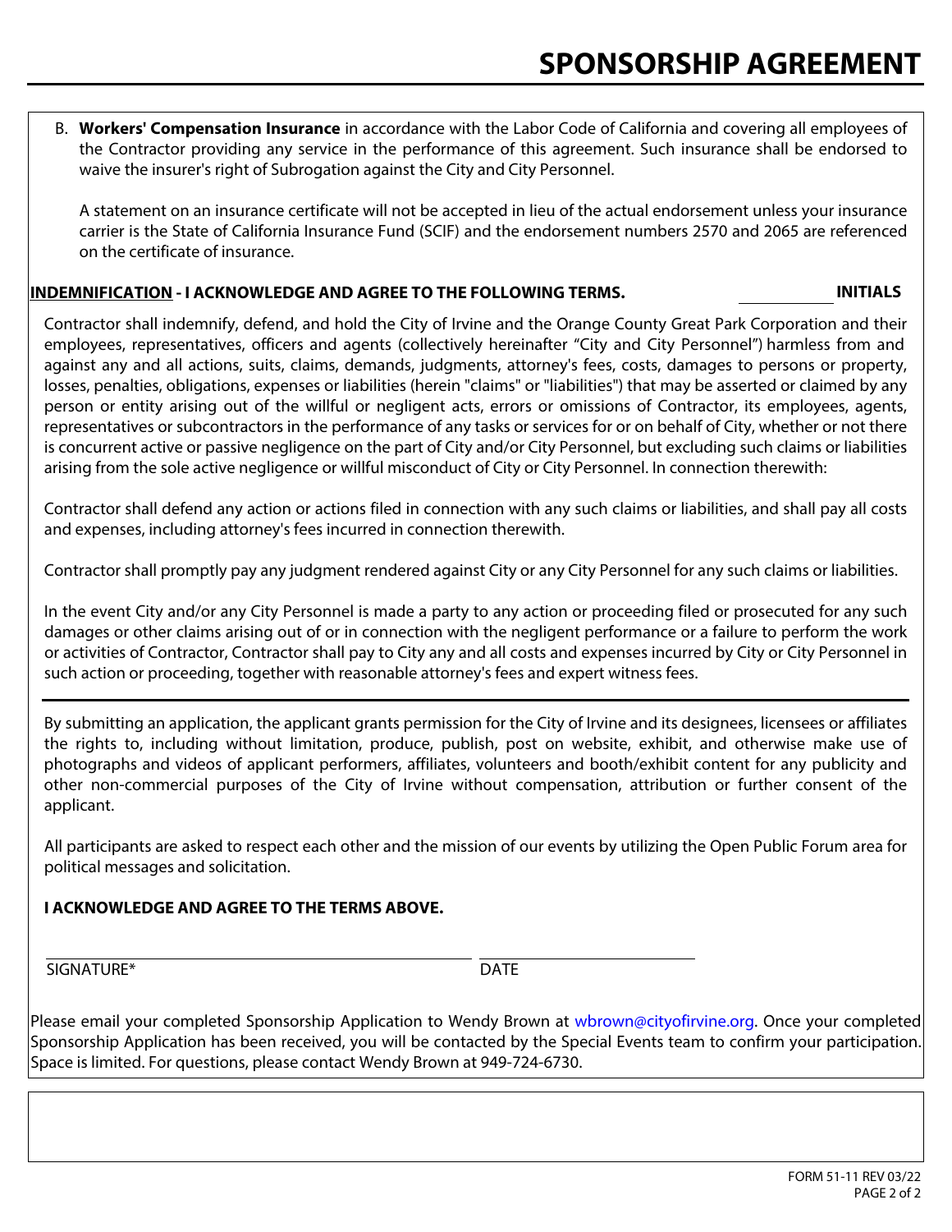# SPONSORSHIP AGREEMENT

B. **Workers' Compensation Insurance** in accordance with the Labor Code of California and covering all employees of the Contractor providing any service in the performance of this agreement. Such insurance shall be endorsed to waive the insurer's right of Subrogation against the City and City Personnel.

A statement on an insurance certificate will not be accepted in lieu of the actual endorsement unless your insurance carrier is the State of California Insurance Fund (SCIF) and the endorsement numbers 2570 and 2065 are referenced on the certificate of insurance.

**INDEMNIFICATION - I ACKNOWLEDGE AND AGREE TO THE FOLLOWING TERMS.** __________ **INITIALS**

Contractor shall indemnify, defend, and hold the City of Irvine and the Orange County Great Park Corporation and their employees, representatives, officers and agents (collectively hereinafter "City and City Personnel") harmless from and against any and all actions, suits, claims, demands, judgments, attorney's fees, costs, damages to persons or property, losses, penalties, obligations, expenses or liabilities (herein "claims" or "liabilities") that may be asserted or claimed by any person or entity arising out of the willful or negligent acts, errors or omissions of Contractor, its employees, agents, representatives or subcontractors in the performance of any tasks or services for or on behalf of City, whether or not there is concurrent active or passive negligence on the part of City and/or City Personnel, but excluding such claims or liabilities arising from the sole active negligence or willful misconduct of City or City Personnel. In connection therewith:

Contractor shall defend any action or actions filed in connection with any such claims or liabilities, and shall pay all costs and expenses, including attorney's fees incurred in connection therewith.

Contractor shall promptly pay any judgment rendered against City or any City Personnel for any such claims or liabilities.

In the event City and/or any City Personnel is made a party to any action or proceeding filed or prosecuted for any such damages or other claims arising out of or in connection with the negligent performance or a failure to perform the work or activities of Contractor, Contractor shall pay to City any and all costs and expenses incurred by City or City Personnel in such action or proceeding, together with reasonable attorney's fees and expert witness fees.

---

By submitting an application, the applicant grants permission for the City of Irvine and its designees, licensees or affiliates the rights to, including without limitation, produce, publish, post on website, exhibit, and otherwise make use of photographs and videos of applicant performers, affiliates, volunteers and booth/exhibit content for any publicity and other non-commercial purposes of the City of Irvine without compensation, attribution or further consent of the applicant.

All participants are asked to respect each other and the mission of our events by utilizing the Open Public Forum area for political messages and solicitation.

**I ACKNOWLEDGE AND AGREE TO THE TERMS ABOVE.**

______________________________ ______________________

SIGNATURE* DATE

Please email your completed Sponsorship Application to Wendy Brown at wbrown@cityofirvine.org. Once your completed Sponsorship Application has been received, you will be contacted by the Special Events team to confirm your participation. Space is limited. For questions, please contact Wendy Brown at 949-724-6730.

FORM 51-11 REV 03/22